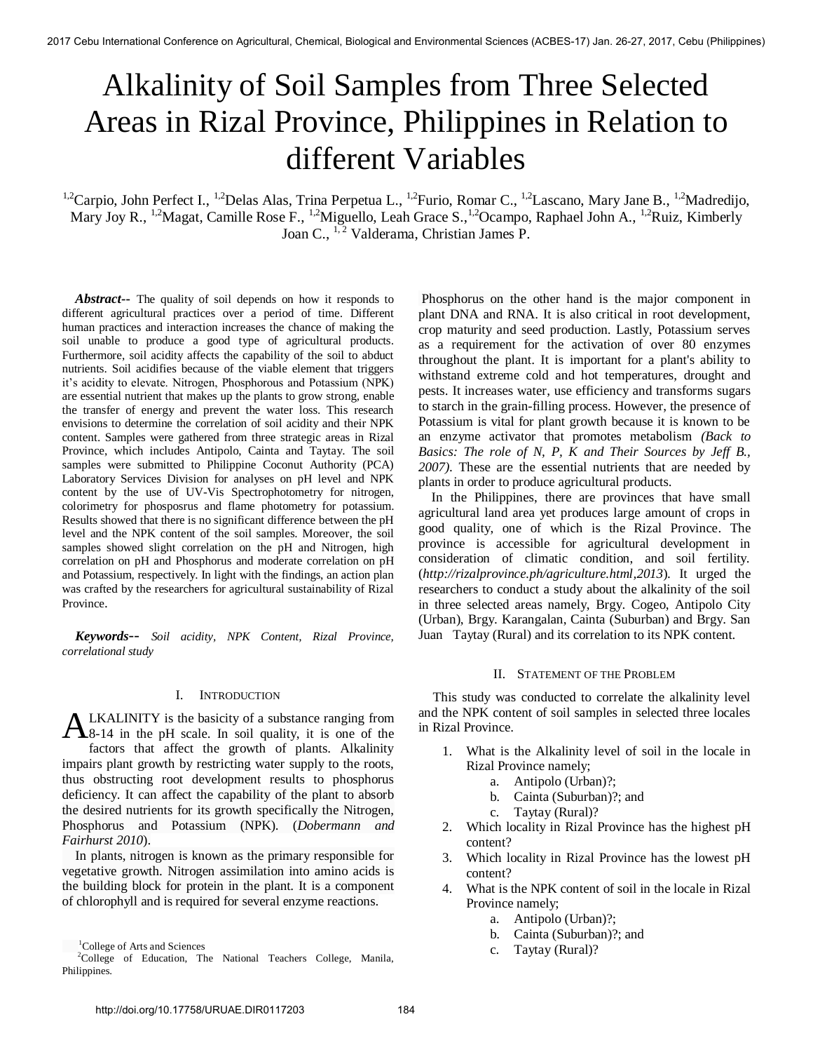# Alkalinity of Soil Samples from Three Selected Areas in Rizal Province, Philippines in Relation to different Variables

[1,2]Carpio, John Perfect I., [1,2]Delas Alas, Trina Perpetua L., [1,2]Furio, Romar C., [1,2]Lascano, Mary Jane B., [1,2]Madredijo, Mary Joy R., [1,2]Magat, Camille Rose F., [1,2]Miguello, Leah Grace S.,[1,2]Ocampo, Raphael John A., [1,2]Ruiz, Kimberly Joan C., [1, 2] Valderama, Christian James P.

***Abstract--*** The quality of soil depends on how it responds to different agricultural practices over a period of time. Different human practices and interaction increases the chance of making the soil unable to produce a good type of agricultural products. Furthermore, soil acidity affects the capability of the soil to abduct nutrients. Soil acidifies because of the viable element that triggers it's acidity to elevate. Nitrogen, Phosphorous and Potassium (NPK) are essential nutrient that makes up the plants to grow strong, enable the transfer of energy and prevent the water loss. This research envisions to determine the correlation of soil acidity and their NPK content. Samples were gathered from three strategic areas in Rizal Province, which includes Antipolo, Cainta and Taytay. The soil samples were submitted to Philippine Coconut Authority (PCA) Laboratory Services Division for analyses on pH level and NPK content by the use of UV-Vis Spectrophotometry for nitrogen, colorimetry for phosposrus and flame photometry for potassium. Results showed that there is no significant difference between the pH level and the NPK content of the soil samples. Moreover, the soil samples showed slight correlation on the pH and Nitrogen, high correlation on pH and Phosphorus and moderate correlation on pH and Potassium, respectively. In light with the findings, an action plan was crafted by the researchers for agricultural sustainability of Rizal Province.

***Keywords--*** *Soil acidity, NPK Content, Rizal Province, correlational study*

## I. Introduction

ALKALINITY is the basicity of a substance ranging from 8-14 in the pH scale. In soil quality, it is one of the factors that affect the growth of plants. Alkalinity impairs plant growth by restricting water supply to the roots, thus obstructing root development results to phosphorus deficiency. It can affect the capability of the plant to absorb the desired nutrients for its growth specifically the Nitrogen, Phosphorus and Potassium (NPK). (*Dobermann and Fairhurst 2010*).

In plants, nitrogen is known as the primary responsible for vegetative growth. Nitrogen assimilation into amino acids is the building block for protein in the plant. It is a component of chlorophyll and is required for several enzyme reactions. Phosphorus on the other hand is the major component in plant DNA and RNA. It is also critical in root development, crop maturity and seed production. Lastly, Potassium serves as a requirement for the activation of over 80 enzymes throughout the plant. It is important for a plant's ability to withstand extreme cold and hot temperatures, drought and pests. It increases water, use efficiency and transforms sugars to starch in the grain-filling process. However, the presence of Potassium is vital for plant growth because it is known to be an enzyme activator that promotes metabolism *(Back to Basics: The role of N, P, K and Their Sources by Jeff B., 2007).* These are the essential nutrients that are needed by plants in order to produce agricultural products.

In the Philippines, there are provinces that have small agricultural land area yet produces large amount of crops in good quality, one of which is the Rizal Province. The province is accessible for agricultural development in consideration of climatic condition, and soil fertility. (*http://rizalprovince.ph/agriculture.html,2013*). It urged the researchers to conduct a study about the alkalinity of the soil in three selected areas namely, Brgy. Cogeo, Antipolo City (Urban), Brgy. Karangalan, Cainta (Suburban) and Brgy. San Juan Taytay (Rural) and its correlation to its NPK content.

## II. Statement of the Problem

This study was conducted to correlate the alkalinity level and the NPK content of soil samples in selected three locales in Rizal Province.

1. What is the Alkalinity level of soil in the locale in Rizal Province namely;
   a. Antipolo (Urban)?;
   b. Cainta (Suburban)?; and
   c. Taytay (Rural)?
2. Which locality in Rizal Province has the highest pH content?
3. Which locality in Rizal Province has the lowest pH content?
4. What is the NPK content of soil in the locale in Rizal Province namely;
   a. Antipolo (Urban)?;
   b. Cainta (Suburban)?; and
   c. Taytay (Rural)?

[1]College of Arts and Sciences
[2]College of Education, The National Teachers College, Manila, Philippines.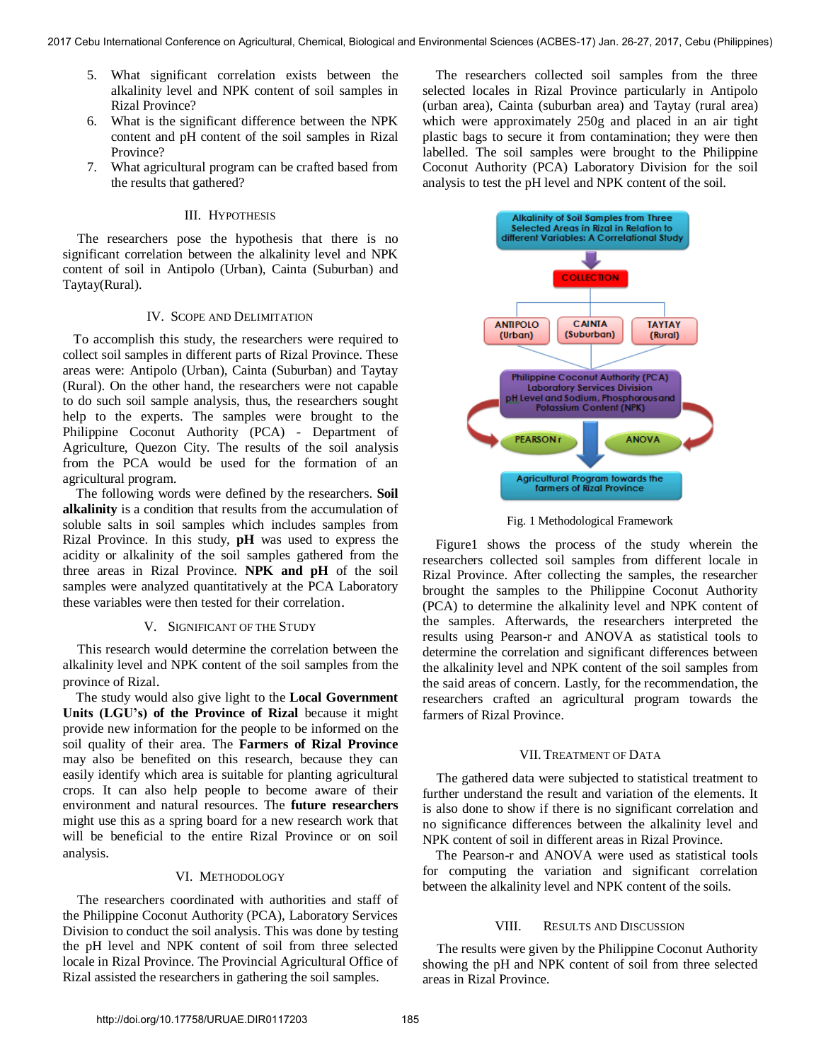5. What significant correlation exists between the alkalinity level and NPK content of soil samples in Rizal Province?
6. What is the significant difference between the NPK content and pH content of the soil samples in Rizal Province?
7. What agricultural program can be crafted based from the results that gathered?

## III. Hypothesis

The researchers pose the hypothesis that there is no significant correlation between the alkalinity level and NPK content of soil in Antipolo (Urban), Cainta (Suburban) and Taytay(Rural).

## IV. Scope and Delimitation

To accomplish this study, the researchers were required to collect soil samples in different parts of Rizal Province. These areas were: Antipolo (Urban), Cainta (Suburban) and Taytay (Rural). On the other hand, the researchers were not capable to do such soil sample analysis, thus, the researchers sought help to the experts. The samples were brought to the Philippine Coconut Authority (PCA) - Department of Agriculture, Quezon City. The results of the soil analysis from the PCA would be used for the formation of an agricultural program.

The following words were defined by the researchers. **Soil alkalinity** is a condition that results from the accumulation of soluble salts in soil samples which includes samples from Rizal Province. In this study, **pH** was used to express the acidity or alkalinity of the soil samples gathered from the three areas in Rizal Province. **NPK and pH** of the soil samples were analyzed quantitatively at the PCA Laboratory these variables were then tested for their correlation.

## V. Significant of the Study

This research would determine the correlation between the alkalinity level and NPK content of the soil samples from the province of Rizal.

The study would also give light to the **Local Government Units (LGU's) of the Province of Rizal** because it might provide new information for the people to be informed on the soil quality of their area. The **Farmers of Rizal Province** may also be benefited on this research, because they can easily identify which area is suitable for planting agricultural crops. It can also help people to become aware of their environment and natural resources. The **future researchers** might use this as a spring board for a new research work that will be beneficial to the entire Rizal Province or on soil analysis.

## VI. Methodology

The researchers coordinated with authorities and staff of the Philippine Coconut Authority (PCA), Laboratory Services Division to conduct the soil analysis. This was done by testing the pH level and NPK content of soil from three selected locale in Rizal Province. The Provincial Agricultural Office of Rizal assisted the researchers in gathering the soil samples.

The researchers collected soil samples from the three selected locales in Rizal Province particularly in Antipolo (urban area), Cainta (suburban area) and Taytay (rural area) which were approximately 250g and placed in an air tight plastic bags to secure it from contamination; they were then labelled. The soil samples were brought to the Philippine Coconut Authority (PCA) Laboratory Division for the soil analysis to test the pH level and NPK content of the soil.

Alkalinity of Soil Samples from Three Selected Areas in Rizal in Relation to different Variables: A Correlational Study → COLLECTION → ANTIPOLO (Urban) / CAINTA (Suburban) / TAYTAY (Rural) → Philippine Coconut Authority (PCA) Laboratory Services Division pH Level and Sodium, Phosphorous and Potassium Content (NPK) → PEARSON r / ANOVA → Agricultural Program towards the farmers of Rizal Province

Fig. 1 Methodological Framework

Figure1 shows the process of the study wherein the researchers collected soil samples from different locale in Rizal Province. After collecting the samples, the researcher brought the samples to the Philippine Coconut Authority (PCA) to determine the alkalinity level and NPK content of the samples. Afterwards, the researchers interpreted the results using Pearson-r and ANOVA as statistical tools to determine the correlation and significant differences between the alkalinity level and NPK content of the soil samples from the said areas of concern. Lastly, for the recommendation, the researchers crafted an agricultural program towards the farmers of Rizal Province.

## VII. Treatment of Data

The gathered data were subjected to statistical treatment to further understand the result and variation of the elements. It is also done to show if there is no significant correlation and no significance differences between the alkalinity level and NPK content of soil in different areas in Rizal Province.

The Pearson-r and ANOVA were used as statistical tools for computing the variation and significant correlation between the alkalinity level and NPK content of the soils.

## VIII. Results and Discussion

The results were given by the Philippine Coconut Authority showing the pH and NPK content of soil from three selected areas in Rizal Province.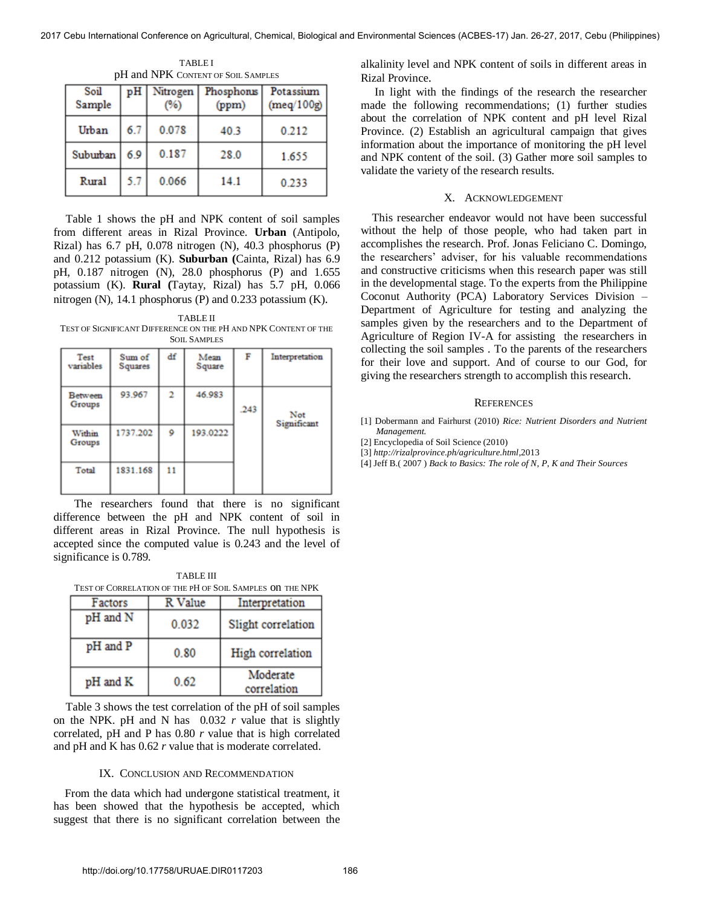TABLE I

pH and NPK Content of Soil Samples

| Soil Sample | pH | Nitrogen (%) | Phosphorus (ppm) | Potassium (meq/100g) |
|---|---|---|---|---|
| Urban | 6.7 | 0.078 | 40.3 | 0.212 |
| Suburban | 6.9 | 0.187 | 28.0 | 1.655 |
| Rural | 5.7 | 0.066 | 14.1 | 0.233 |

Table 1 shows the pH and NPK content of soil samples from different areas in Rizal Province. **Urban** (Antipolo, Rizal) has 6.7 pH, 0.078 nitrogen (N), 40.3 phosphorus (P) and 0.212 potassium (K). **Suburban (**Cainta, Rizal) has 6.9 pH, 0.187 nitrogen (N), 28.0 phosphorus (P) and 1.655 potassium (K). **Rural (**Taytay, Rizal) has 5.7 pH, 0.066 nitrogen (N), 14.1 phosphorus (P) and 0.233 potassium (K).

TABLE II

Test of Significant Difference on the pH and NPK Content of the Soil Samples

| Test variables | Sum of Squares | df | Mean Square | F | Interpretation |
|---|---|---|---|---|---|
| Between Groups | 93.967 | 2 | 46.983 | .243 | Not Significant |
| Within Groups | 1737.202 | 9 | 193.0222 | | |
| Total | 1831.168 | 11 | | | |

The researchers found that there is no significant difference between the pH and NPK content of soil in different areas in Rizal Province. The null hypothesis is accepted since the computed value is 0.243 and the level of significance is 0.789.

TABLE III

Test of Correlation of the pH of Soil Samples on the NPK

| Factors | R Value | Interpretation |
|---|---|---|
| pH and N | 0.032 | Slight correlation |
| pH and P | 0.80 | High correlation |
| pH and K | 0.62 | Moderate correlation |

Table 3 shows the test correlation of the pH of soil samples on the NPK. pH and N has 0.032 *r* value that is slightly correlated, pH and P has 0.80 *r* value that is high correlated and pH and K has 0.62 *r* value that is moderate correlated.

## IX. Conclusion and Recommendation

From the data which had undergone statistical treatment, it has been showed that the hypothesis be accepted, which suggest that there is no significant correlation between the alkalinity level and NPK content of soils in different areas in Rizal Province.

In light with the findings of the research the researcher made the following recommendations; (1) further studies about the correlation of NPK content and pH level Rizal Province. (2) Establish an agricultural campaign that gives information about the importance of monitoring the pH level and NPK content of the soil. (3) Gather more soil samples to validate the variety of the research results.

## X. Acknowledgement

This researcher endeavor would not have been successful without the help of those people, who had taken part in accomplishes the research. Prof. Jonas Feliciano C. Domingo, the researchers' adviser, for his valuable recommendations and constructive criticisms when this research paper was still in the developmental stage. To the experts from the Philippine Coconut Authority (PCA) Laboratory Services Division – Department of Agriculture for testing and analyzing the samples given by the researchers and to the Department of Agriculture of Region IV-A for assisting the researchers in collecting the soil samples . To the parents of the researchers for their love and support. And of course to our God, for giving the researchers strength to accomplish this research.

## References

[1] Dobermann and Fairhurst (2010) *Rice: Nutrient Disorders and Nutrient Management.*

[2] Encyclopedia of Soil Science (2010)

[3] *http://rizalprovince.ph/agriculture.html*,2013

[4] Jeff B.( 2007 ) *Back to Basics: The role of N, P, K and Their Sources*